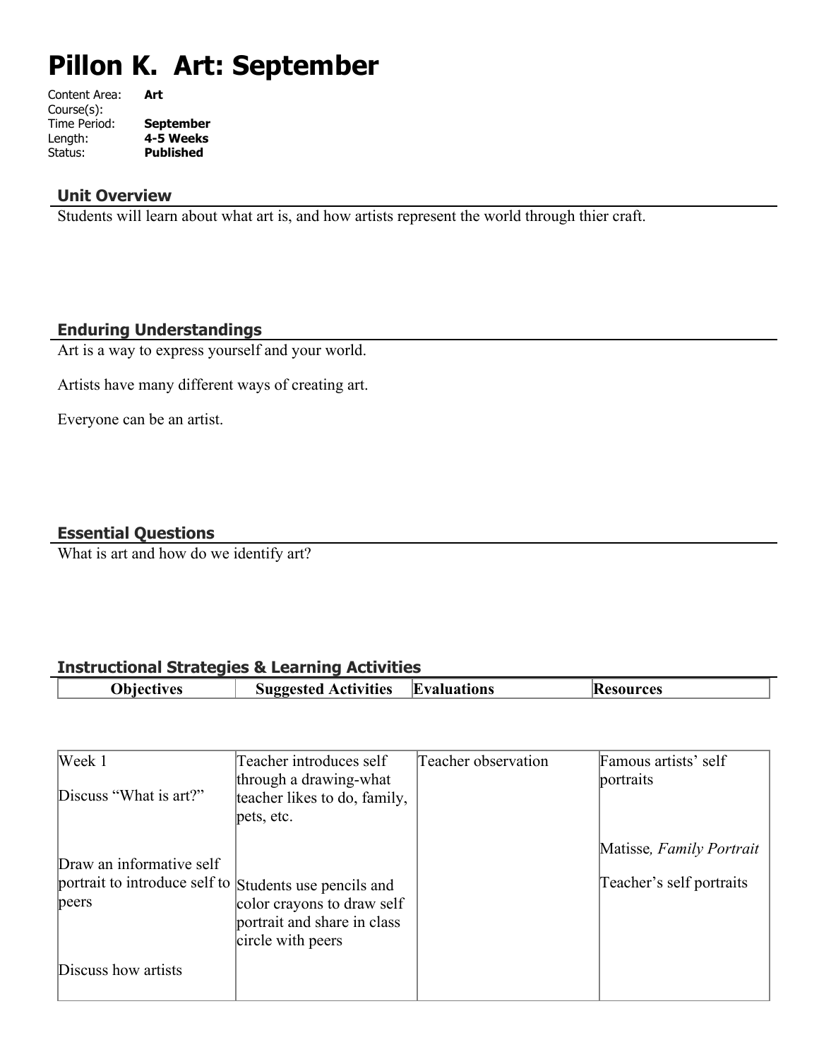# Pillon K. Art: September

Content Area: **Art**
Course(s):
Time Period: **September**
Length: **4-5 Weeks**
Status: **Published**

## Unit Overview

Students will learn about what art is, and how artists represent the world through thier craft.

## Enduring Understandings

Art is a way to express yourself and your world.

Artists have many different ways of creating art.

Everyone can be an artist.

## Essential Questions

What is art and how do we identify art?

## Instructional Strategies & Learning Activities

| Objectives | Suggested Activities | Evaluations | Resources |
|---|---|---|---|
| Week 1<br><br>Discuss "What is art?"<br><br>Draw an informative self portrait to introduce self to peers<br><br>Discuss how artists | Teacher introduces self through a drawing-what teacher likes to do, family, pets, etc.<br><br>Students use pencils and color crayons to draw self portrait and share in class circle with peers | Teacher observation | Famous artists' self portraits<br><br>Matisse, *Family Portrait*<br><br>Teacher's self portraits |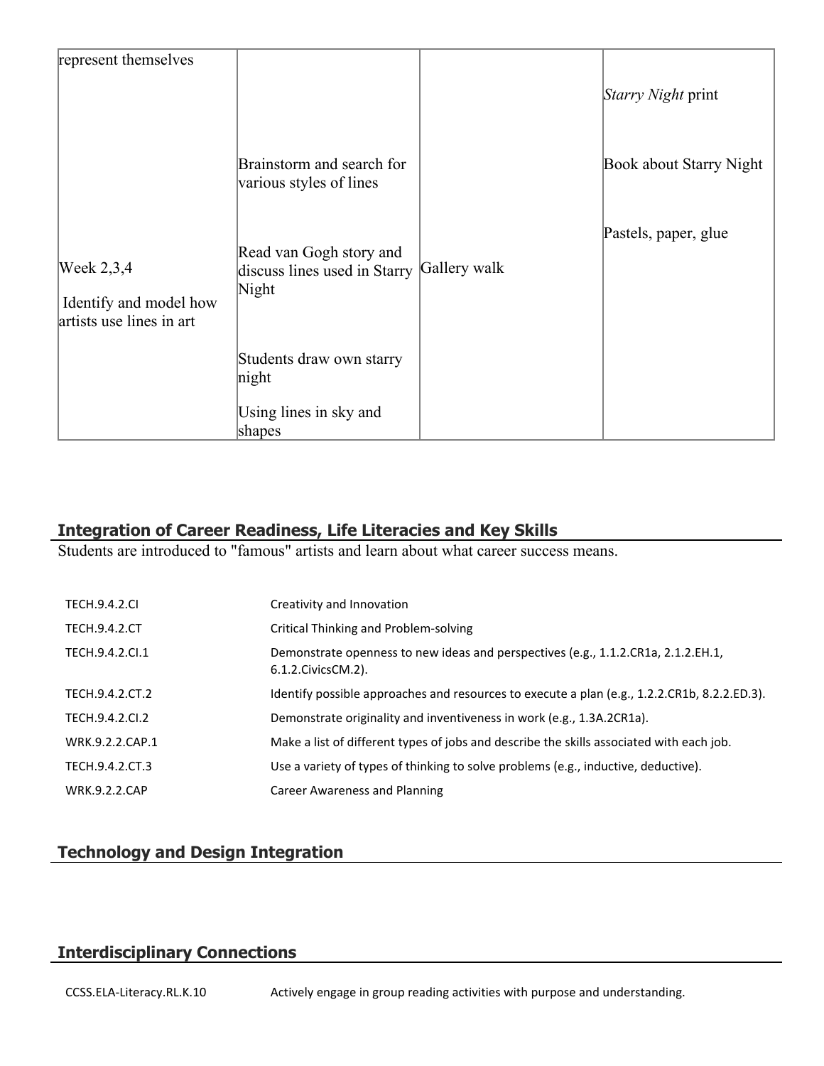| | | | |
|---|---|---|---|
| represent themselves | | | *Starry Night* print |
| Week 2,3,4<br><br>Identify and model how artists use lines in art | Brainstorm and search for various styles of lines<br><br>Read van Gogh story and discuss lines used in Starry Night<br><br>Students draw own starry night<br><br>Using lines in sky and shapes | Gallery walk | Book about Starry Night<br><br>Pastels, paper, glue |

## Integration of Career Readiness, Life Literacies and Key Skills

Students are introduced to "famous" artists and learn about what career success means.

| | |
|---|---|
| TECH.9.4.2.CI | Creativity and Innovation |
| TECH.9.4.2.CT | Critical Thinking and Problem-solving |
| TECH.9.4.2.CI.1 | Demonstrate openness to new ideas and perspectives (e.g., 1.1.2.CR1a, 2.1.2.EH.1, 6.1.2.CivicsCM.2). |
| TECH.9.4.2.CT.2 | Identify possible approaches and resources to execute a plan (e.g., 1.2.2.CR1b, 8.2.2.ED.3). |
| TECH.9.4.2.CI.2 | Demonstrate originality and inventiveness in work (e.g., 1.3A.2CR1a). |
| WRK.9.2.2.CAP.1 | Make a list of different types of jobs and describe the skills associated with each job. |
| TECH.9.4.2.CT.3 | Use a variety of types of thinking to solve problems (e.g., inductive, deductive). |
| WRK.9.2.2.CAP | Career Awareness and Planning |

## Technology and Design Integration

## Interdisciplinary Connections

| | |
|---|---|
| CCSS.ELA-Literacy.RL.K.10 | Actively engage in group reading activities with purpose and understanding. |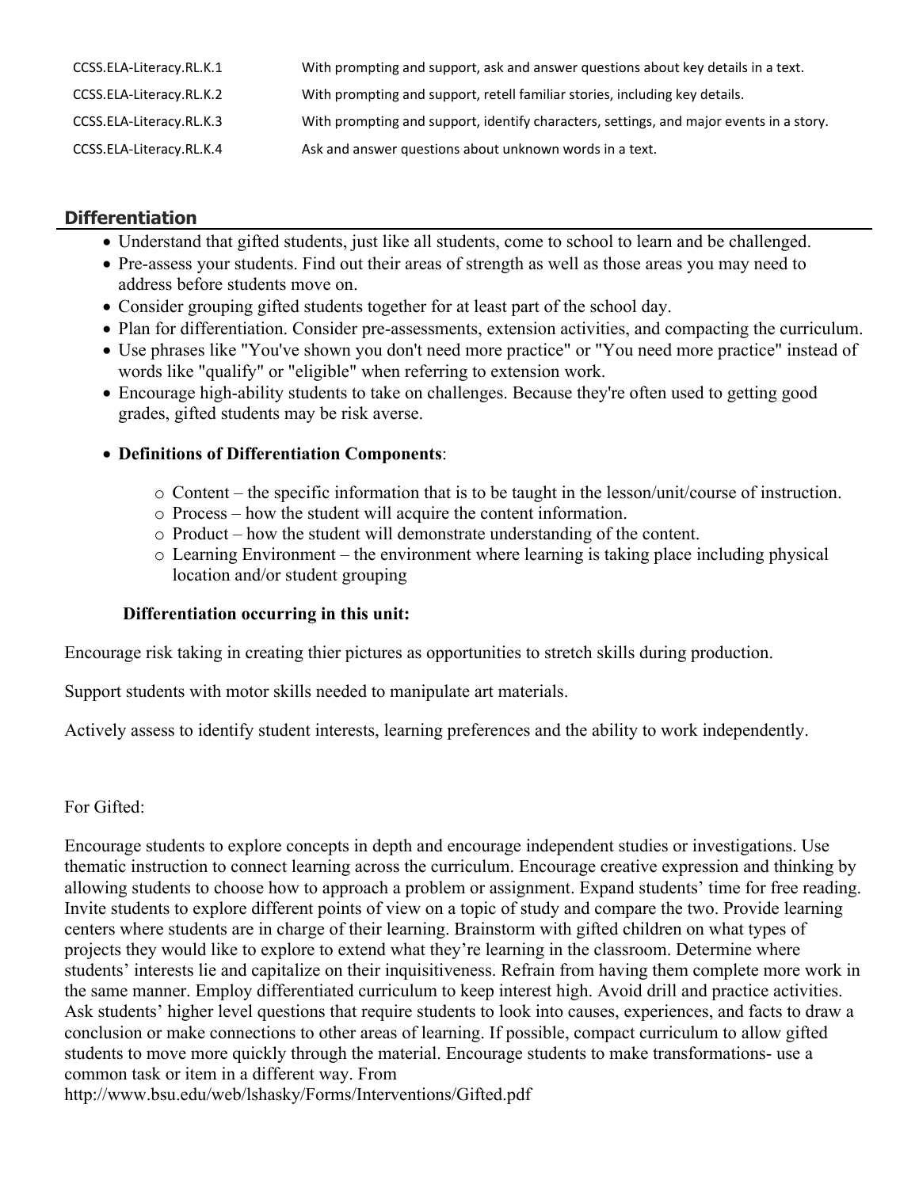| | |
|---|---|
| CCSS.ELA-Literacy.RL.K.1 | With prompting and support, ask and answer questions about key details in a text. |
| CCSS.ELA-Literacy.RL.K.2 | With prompting and support, retell familiar stories, including key details. |
| CCSS.ELA-Literacy.RL.K.3 | With prompting and support, identify characters, settings, and major events in a story. |
| CCSS.ELA-Literacy.RL.K.4 | Ask and answer questions about unknown words in a text. |

## Differentiation

- Understand that gifted students, just like all students, come to school to learn and be challenged.
- Pre-assess your students. Find out their areas of strength as well as those areas you may need to address before students move on.
- Consider grouping gifted students together for at least part of the school day.
- Plan for differentiation. Consider pre-assessments, extension activities, and compacting the curriculum.
- Use phrases like "You've shown you don't need more practice" or "You need more practice" instead of words like "qualify" or "eligible" when referring to extension work.
- Encourage high-ability students to take on challenges. Because they're often used to getting good grades, gifted students may be risk averse.
- **Definitions of Differentiation Components**:
  - Content – the specific information that is to be taught in the lesson/unit/course of instruction.
  - Process – how the student will acquire the content information.
  - Product – how the student will demonstrate understanding of the content.
  - Learning Environment – the environment where learning is taking place including physical location and/or student grouping

**Differentiation occurring in this unit:**

Encourage risk taking in creating thier pictures as opportunities to stretch skills during production.

Support students with motor skills needed to manipulate art materials.

Actively assess to identify student interests, learning preferences and the ability to work independently.

For Gifted:

Encourage students to explore concepts in depth and encourage independent studies or investigations. Use thematic instruction to connect learning across the curriculum. Encourage creative expression and thinking by allowing students to choose how to approach a problem or assignment. Expand students' time for free reading. Invite students to explore different points of view on a topic of study and compare the two. Provide learning centers where students are in charge of their learning. Brainstorm with gifted children on what types of projects they would like to explore to extend what they're learning in the classroom. Determine where students' interests lie and capitalize on their inquisitiveness. Refrain from having them complete more work in the same manner. Employ differentiated curriculum to keep interest high. Avoid drill and practice activities. Ask students' higher level questions that require students to look into causes, experiences, and facts to draw a conclusion or make connections to other areas of learning. If possible, compact curriculum to allow gifted students to move more quickly through the material. Encourage students to make transformations- use a common task or item in a different way. From http://www.bsu.edu/web/lshasky/Forms/Interventions/Gifted.pdf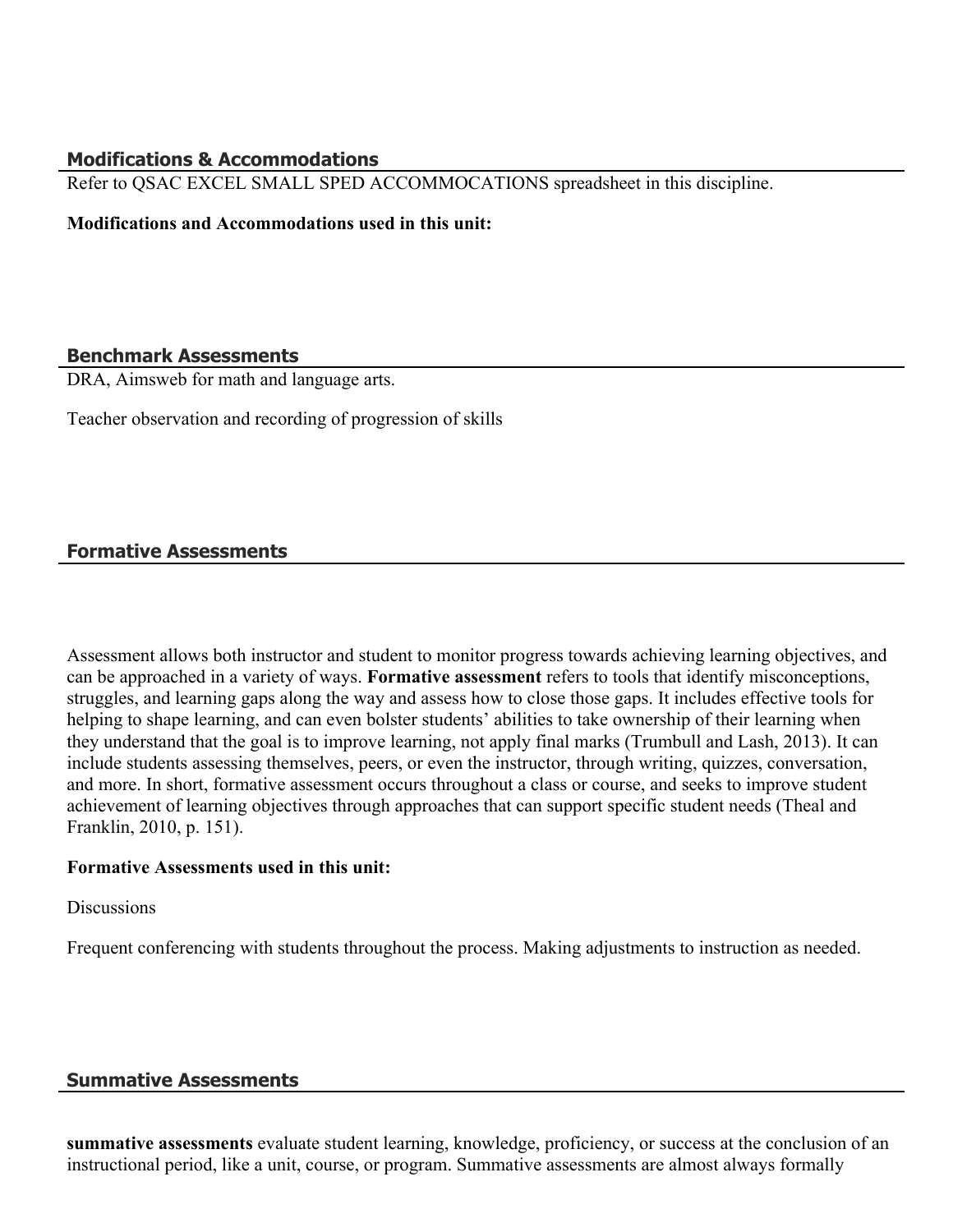## Modifications & Accommodations

Refer to QSAC EXCEL SMALL SPED ACCOMMOCATIONS spreadsheet in this discipline.

**Modifications and Accommodations used in this unit:**

## Benchmark Assessments

DRA, Aimsweb for math and language arts.

Teacher observation and recording of progression of skills

## Formative Assessments

Assessment allows both instructor and student to monitor progress towards achieving learning objectives, and can be approached in a variety of ways. **Formative assessment** refers to tools that identify misconceptions, struggles, and learning gaps along the way and assess how to close those gaps. It includes effective tools for helping to shape learning, and can even bolster students' abilities to take ownership of their learning when they understand that the goal is to improve learning, not apply final marks (Trumbull and Lash, 2013). It can include students assessing themselves, peers, or even the instructor, through writing, quizzes, conversation, and more. In short, formative assessment occurs throughout a class or course, and seeks to improve student achievement of learning objectives through approaches that can support specific student needs (Theal and Franklin, 2010, p. 151).

**Formative Assessments used in this unit:**

Discussions

Frequent conferencing with students throughout the process. Making adjustments to instruction as needed.

## Summative Assessments

**summative assessments** evaluate student learning, knowledge, proficiency, or success at the conclusion of an instructional period, like a unit, course, or program. Summative assessments are almost always formally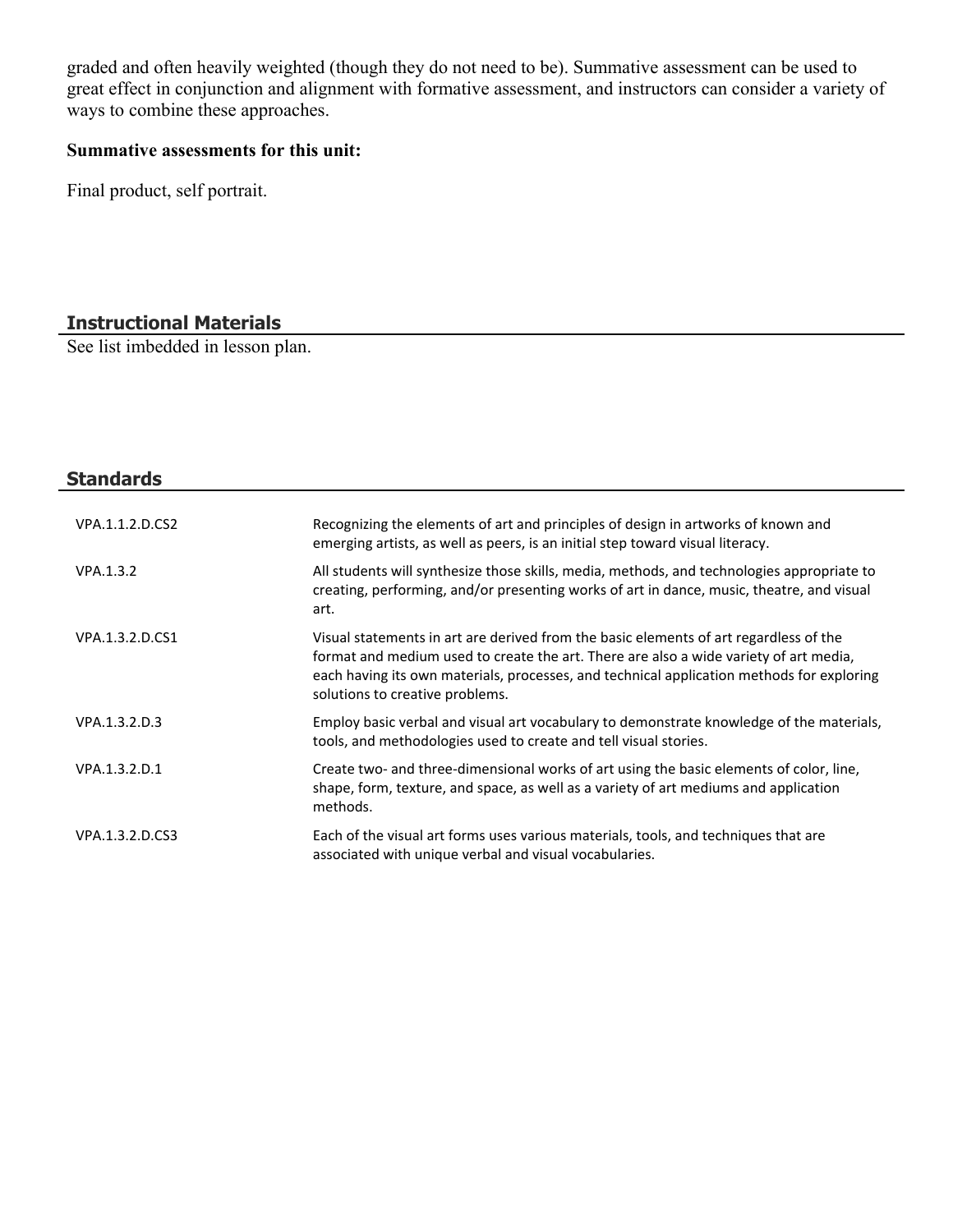graded and often heavily weighted (though they do not need to be). Summative assessment can be used to great effect in conjunction and alignment with formative assessment, and instructors can consider a variety of ways to combine these approaches.

**Summative assessments for this unit:**

Final product, self portrait.

## Instructional Materials

See list imbedded in lesson plan.

## Standards

| | |
|---|---|
| VPA.1.1.2.D.CS2 | Recognizing the elements of art and principles of design in artworks of known and emerging artists, as well as peers, is an initial step toward visual literacy. |
| VPA.1.3.2 | All students will synthesize those skills, media, methods, and technologies appropriate to creating, performing, and/or presenting works of art in dance, music, theatre, and visual art. |
| VPA.1.3.2.D.CS1 | Visual statements in art are derived from the basic elements of art regardless of the format and medium used to create the art. There are also a wide variety of art media, each having its own materials, processes, and technical application methods for exploring solutions to creative problems. |
| VPA.1.3.2.D.3 | Employ basic verbal and visual art vocabulary to demonstrate knowledge of the materials, tools, and methodologies used to create and tell visual stories. |
| VPA.1.3.2.D.1 | Create two- and three-dimensional works of art using the basic elements of color, line, shape, form, texture, and space, as well as a variety of art mediums and application methods. |
| VPA.1.3.2.D.CS3 | Each of the visual art forms uses various materials, tools, and techniques that are associated with unique verbal and visual vocabularies. |